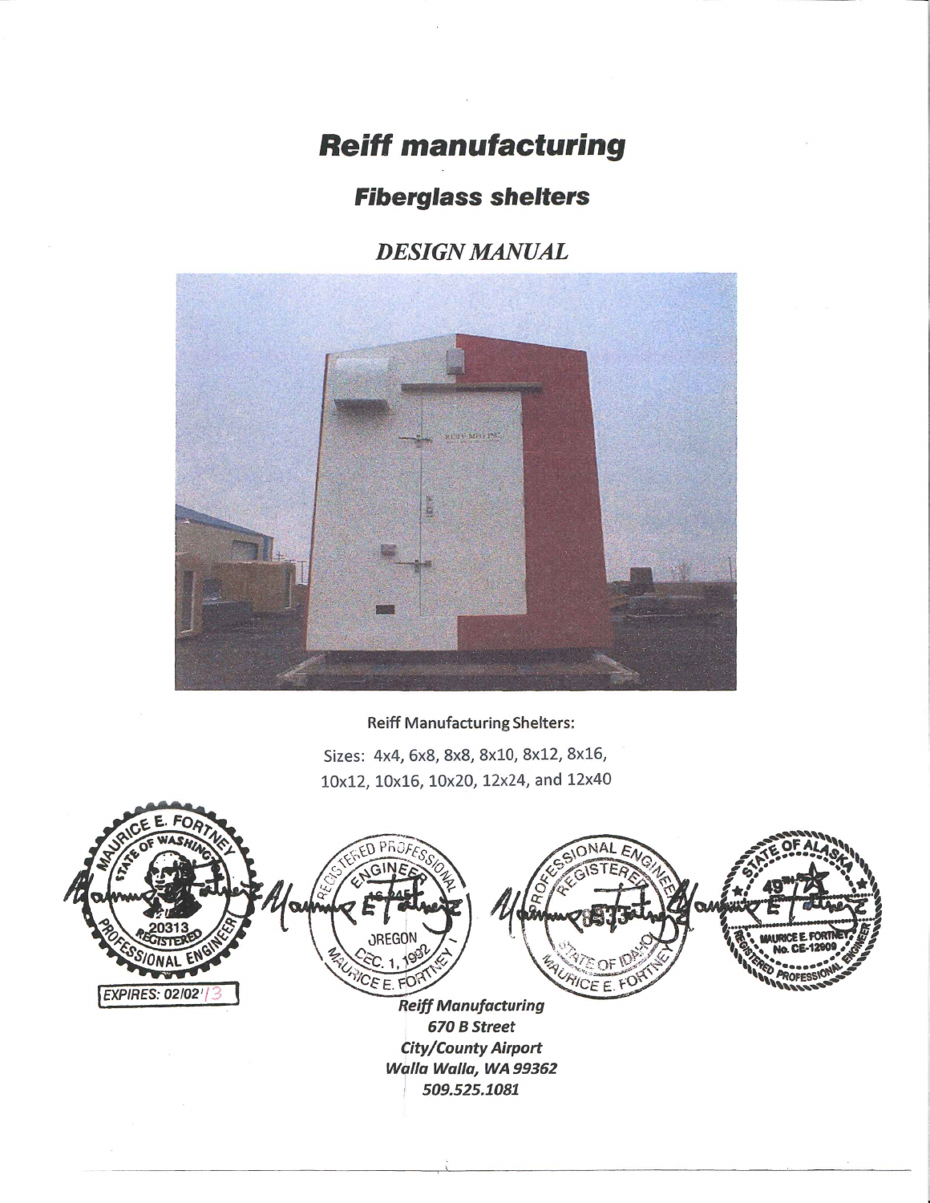# Reiff manufacturing

## Fiberglass shelters

*DESIGN MANUAL*

Reiff Manufacturing Shelters:

Sizes: 4x4, 6x8, 8x8, 8x10, 8x12, 8x16, 10x12, 10x16, 10x20, 12x24, and 12x40

EXPIRES: 02/02/13

***Reiff Manufacturing***
***670 B Street***
***City/County Airport***
***Walla Walla, WA 99362***
***509.525.1081***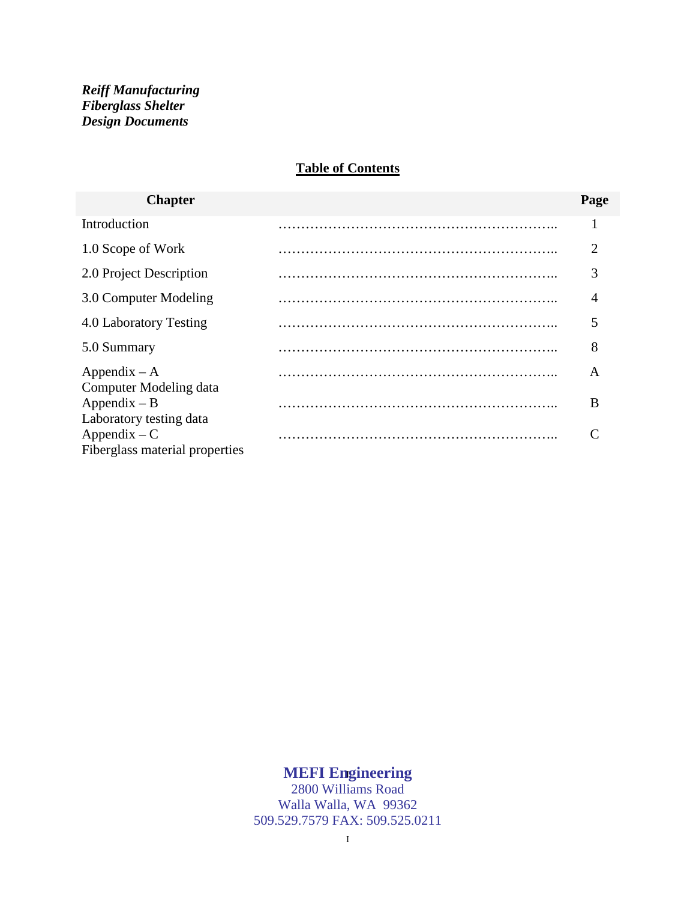***Reiff Manufacturing***
***Fiberglass Shelter***
***Design Documents***

## Table of Contents

| Chapter | | Page |
|---|---|---|
| Introduction | …………………………………………………….. | 1 |
| 1.0 Scope of Work | …………………………………………………….. | 2 |
| 2.0 Project Description | …………………………………………………….. | 3 |
| 3.0 Computer Modeling | …………………………………………………….. | 4 |
| 4.0 Laboratory Testing | …………………………………………………….. | 5 |
| 5.0 Summary | …………………………………………………….. | 8 |
| Appendix – A<br>Computer Modeling data | …………………………………………………….. | A |
| Appendix – B<br>Laboratory testing data | …………………………………………………….. | B |
| Appendix – C<br>Fiberglass material properties | …………………………………………………….. | C |

**MEFI Engineering**
2800 Williams Road
Walla Walla, WA 99362
509.529.7579 FAX: 509.525.0211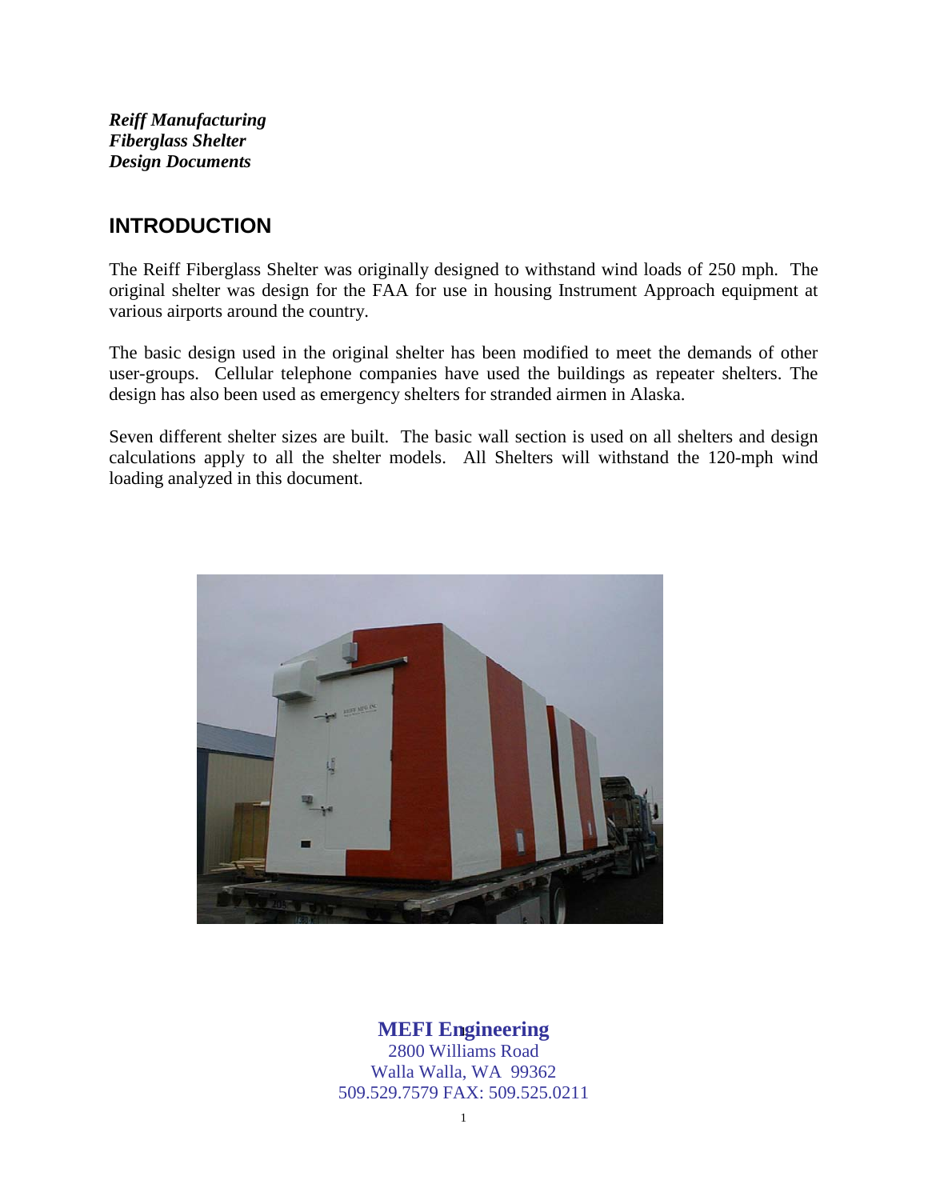*Reiff Manufacturing*
***Fiberglass Shelter***
***Design Documents***

## INTRODUCTION

The Reiff Fiberglass Shelter was originally designed to withstand wind loads of 250 mph. The original shelter was design for the FAA for use in housing Instrument Approach equipment at various airports around the country.

The basic design used in the original shelter has been modified to meet the demands of other user-groups. Cellular telephone companies have used the buildings as repeater shelters. The design has also been used as emergency shelters for stranded airmen in Alaska.

Seven different shelter sizes are built. The basic wall section is used on all shelters and design calculations apply to all the shelter models. All Shelters will withstand the 120-mph wind loading analyzed in this document.

**MEFI Engineering**
2800 Williams Road
Walla Walla, WA 99362
509.529.7579 FAX: 509.525.0211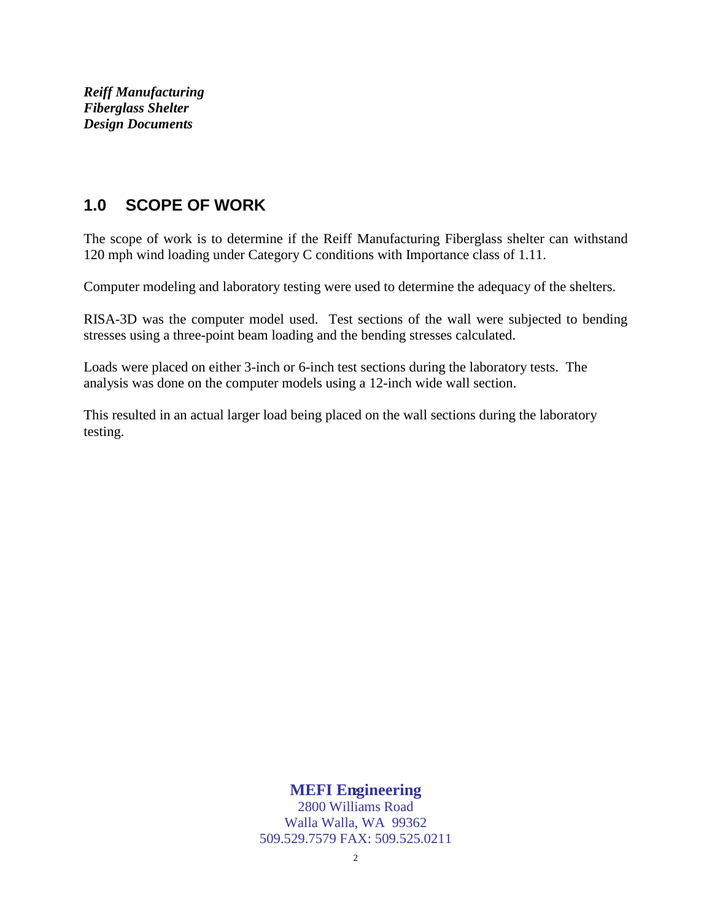## 1.0 SCOPE OF WORK

The scope of work is to determine if the Reiff Manufacturing Fiberglass shelter can withstand 120 mph wind loading under Category C conditions with Importance class of 1.11.

Computer modeling and laboratory testing were used to determine the adequacy of the shelters.

RISA-3D was the computer model used. Test sections of the wall were subjected to bending stresses using a three-point beam loading and the bending stresses calculated.

Loads were placed on either 3-inch or 6-inch test sections during the laboratory tests. The analysis was done on the computer models using a 12-inch wide wall section.

This resulted in an actual larger load being placed on the wall sections during the laboratory testing.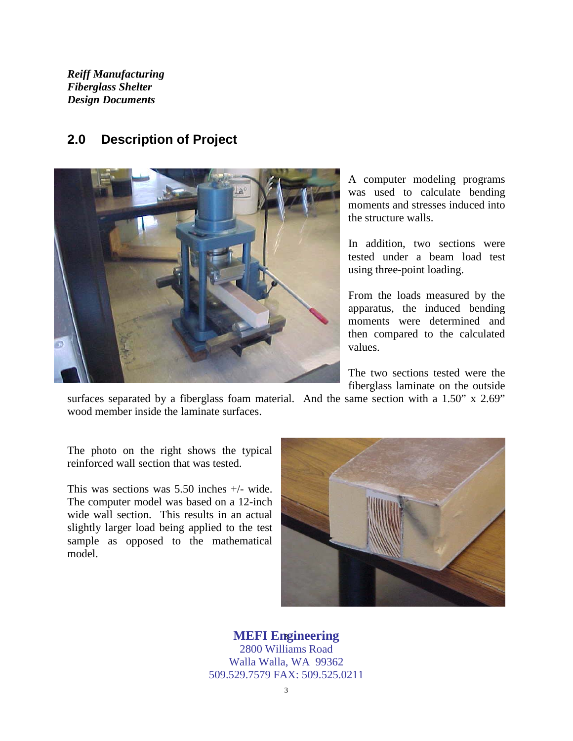## 2.0 Description of Project

A computer modeling programs was used to calculate bending moments and stresses induced into the structure walls.

In addition, two sections were tested under a beam load test using three-point loading.

From the loads measured by the apparatus, the induced bending moments were determined and then compared to the calculated values.

The two sections tested were the fiberglass laminate on the outside surfaces separated by a fiberglass foam material. And the same section with a 1.50" x 2.69" wood member inside the laminate surfaces.

The photo on the right shows the typical reinforced wall section that was tested.

This was sections was 5.50 inches +/- wide. The computer model was based on a 12-inch wide wall section. This results in an actual slightly larger load being applied to the test sample as opposed to the mathematical model.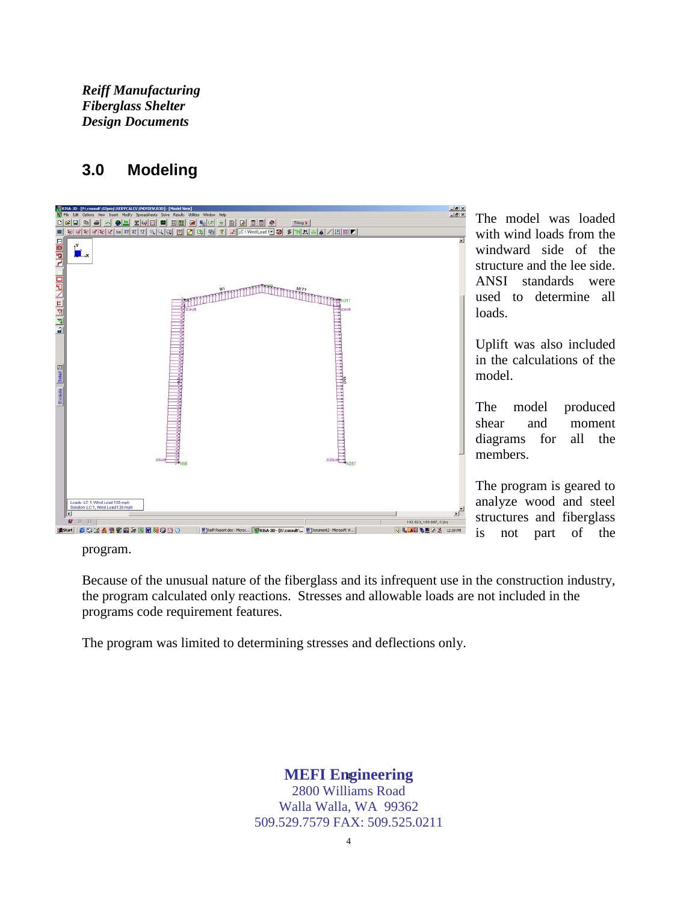## 3.0 Modeling

The model was loaded with wind loads from the windward side of the structure and the lee side. ANSI standards were used to determine all loads.

Uplift was also included in the calculations of the model.

The model produced shear and moment diagrams for all the members.

The program is geared to analyze wood and steel structures and fiberglass is not part of the program.

Because of the unusual nature of the fiberglass and its infrequent use in the construction industry, the program calculated only reactions. Stresses and allowable loads are not included in the programs code requirement features.

The program was limited to determining stresses and deflections only.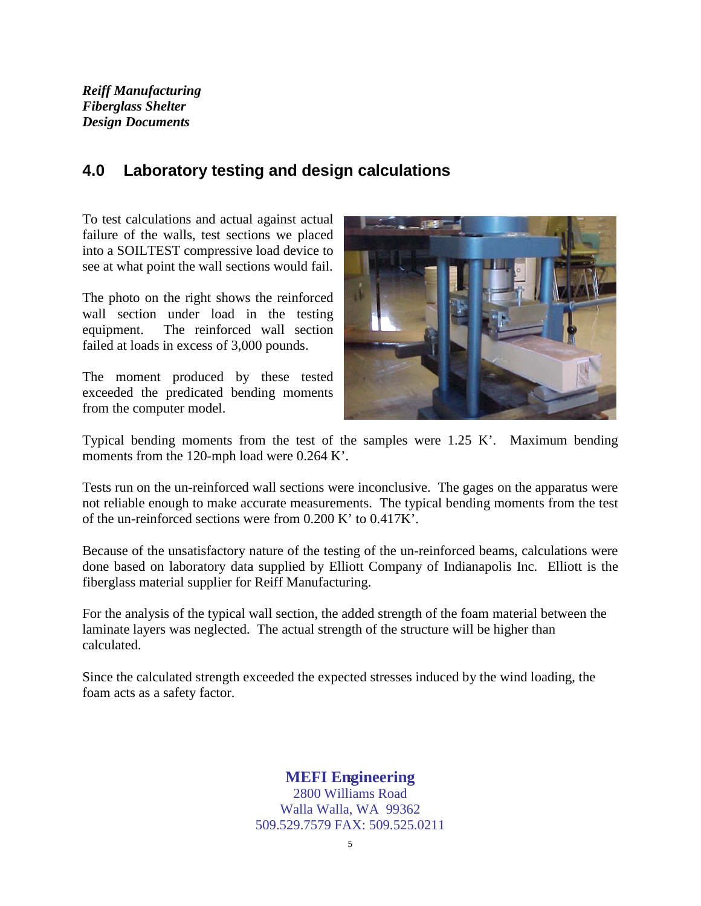## 4.0 Laboratory testing and design calculations

To test calculations and actual against actual failure of the walls, test sections we placed into a SOILTEST compressive load device to see at what point the wall sections would fail.

The photo on the right shows the reinforced wall section under load in the testing equipment. The reinforced wall section failed at loads in excess of 3,000 pounds.

The moment produced by these tested exceeded the predicated bending moments from the computer model.

Typical bending moments from the test of the samples were 1.25 K'. Maximum bending moments from the 120-mph load were 0.264 K'.

Tests run on the un-reinforced wall sections were inconclusive. The gages on the apparatus were not reliable enough to make accurate measurements. The typical bending moments from the test of the un-reinforced sections were from 0.200 K' to 0.417K'.

Because of the unsatisfactory nature of the testing of the un-reinforced beams, calculations were done based on laboratory data supplied by Elliott Company of Indianapolis Inc. Elliott is the fiberglass material supplier for Reiff Manufacturing.

For the analysis of the typical wall section, the added strength of the foam material between the laminate layers was neglected. The actual strength of the structure will be higher than calculated.

Since the calculated strength exceeded the expected stresses induced by the wind loading, the foam acts as a safety factor.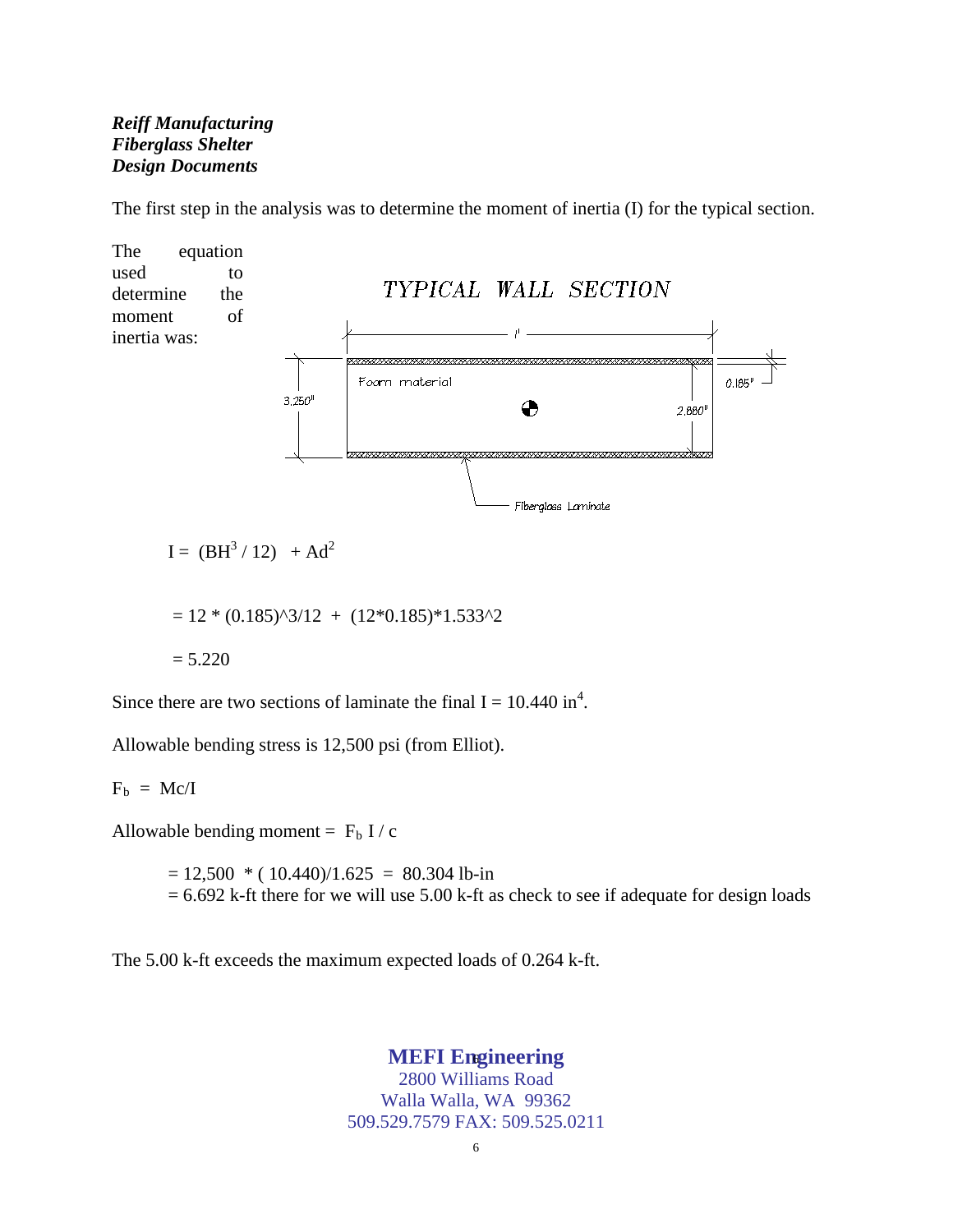***Reiff Manufacturing***
***Fiberglass Shelter***
***Design Documents***

The first step in the analysis was to determine the moment of inertia (I) for the typical section.

The equation used to determine the moment of inertia was:

TYPICAL WALL SECTION

1'

3.250"

Foam material

0.185"

2.880"

Fiberglass Laminate

$$I = (BH^3 / 12) + Ad^2$$

= 12 * (0.185)^3/12 + (12*0.185)*1.533^2

= 5.220

Since there are two sections of laminate the final I = 10.440 $in^4$.

Allowable bending stress is 12,500 psi (from Elliot).

$F_b = Mc/I$

Allowable bending moment = $F_b$ I / c

= 12,500 * ( 10.440)/1.625 = 80.304 lb-in
= 6.692 k-ft there for we will use 5.00 k-ft as check to see if adequate for design loads

The 5.00 k-ft exceeds the maximum expected loads of 0.264 k-ft.

**MEFI Engineering**
2800 Williams Road
Walla Walla, WA 99362
509.529.7579 FAX: 509.525.0211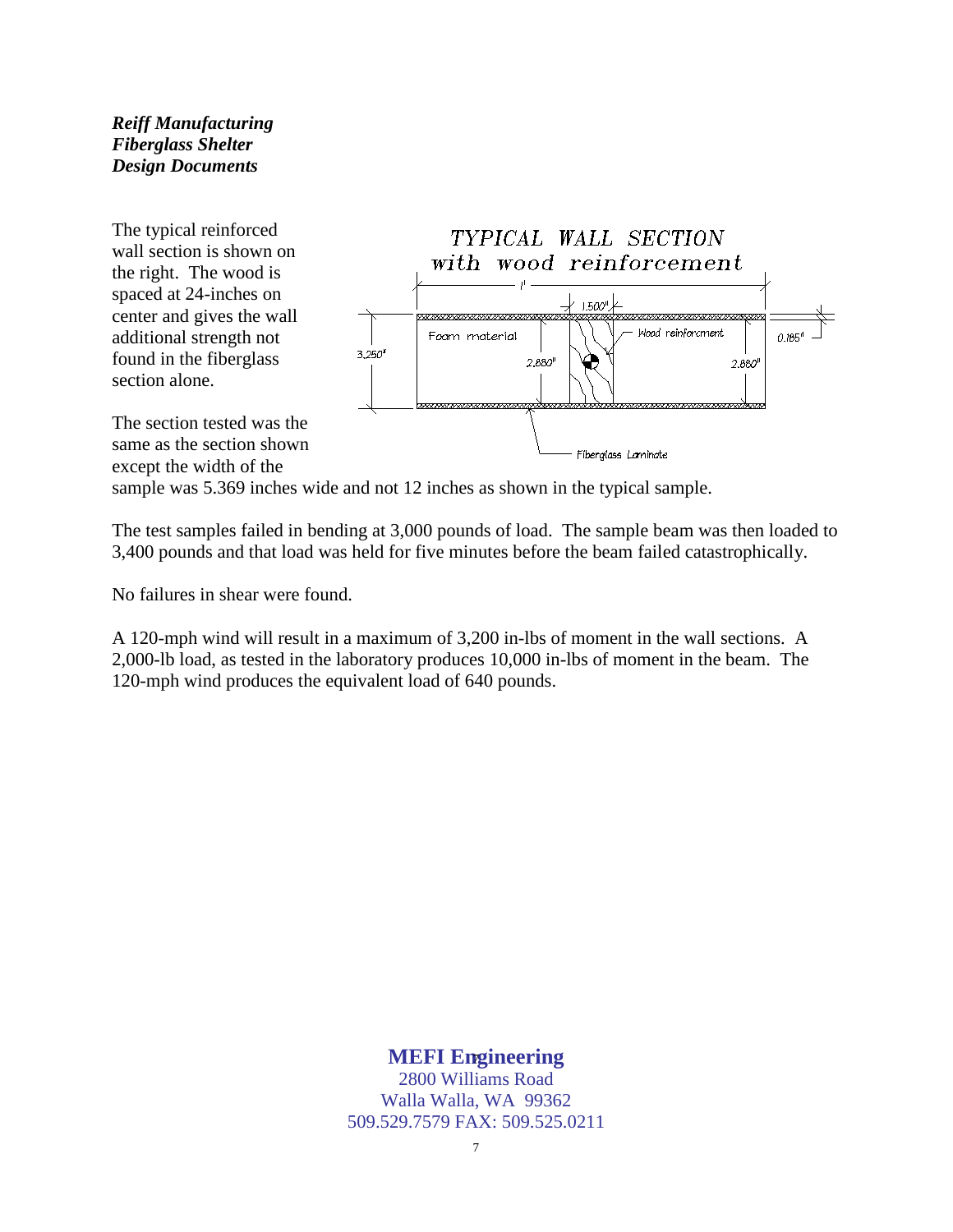***Reiff Manufacturing***
***Fiberglass Shelter***
***Design Documents***

The typical reinforced wall section is shown on the right. The wood is spaced at 24-inches on center and gives the wall additional strength not found in the fiberglass section alone.

TYPICAL WALL SECTION
with wood reinforcement

1' | 1.500" | 3.250" | 0.185" | 2.880" | 2.880"

Foam material | Wood reinforcment | Fiberglass Laminate

The section tested was the same as the section shown except the width of the sample was 5.369 inches wide and not 12 inches as shown in the typical sample.

The test samples failed in bending at 3,000 pounds of load. The sample beam was then loaded to 3,400 pounds and that load was held for five minutes before the beam failed catastrophically.

No failures in shear were found.

A 120-mph wind will result in a maximum of 3,200 in-lbs of moment in the wall sections. A 2,000-lb load, as tested in the laboratory produces 10,000 in-lbs of moment in the beam. The 120-mph wind produces the equivalent load of 640 pounds.

**MEFI Engineering**
2800 Williams Road
Walla Walla, WA 99362
509.529.7579 FAX: 509.525.0211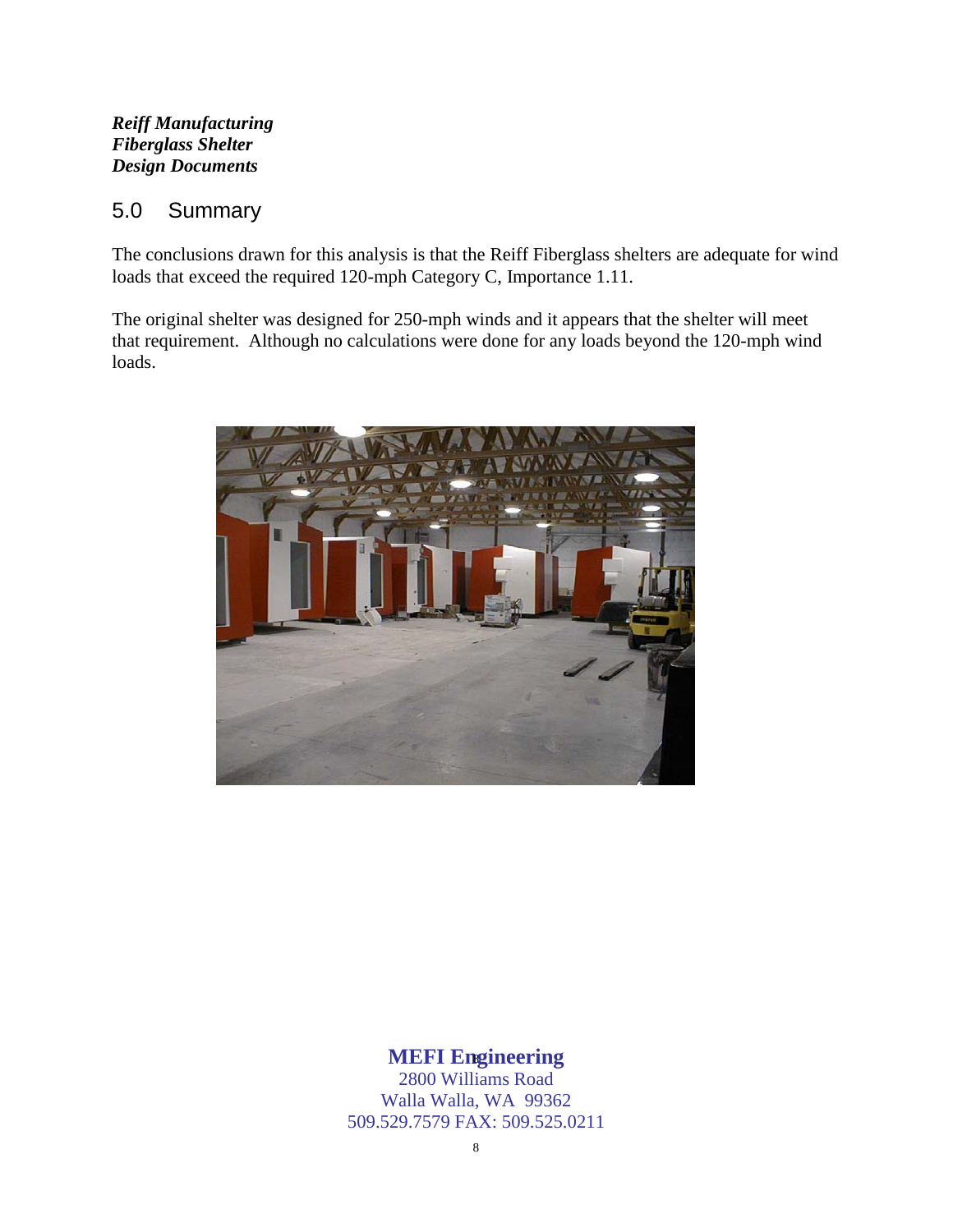## 5.0 Summary

The conclusions drawn for this analysis is that the Reiff Fiberglass shelters are adequate for wind loads that exceed the required 120-mph Category C, Importance 1.11.

The original shelter was designed for 250-mph winds and it appears that the shelter will meet that requirement. Although no calculations were done for any loads beyond the 120-mph wind loads.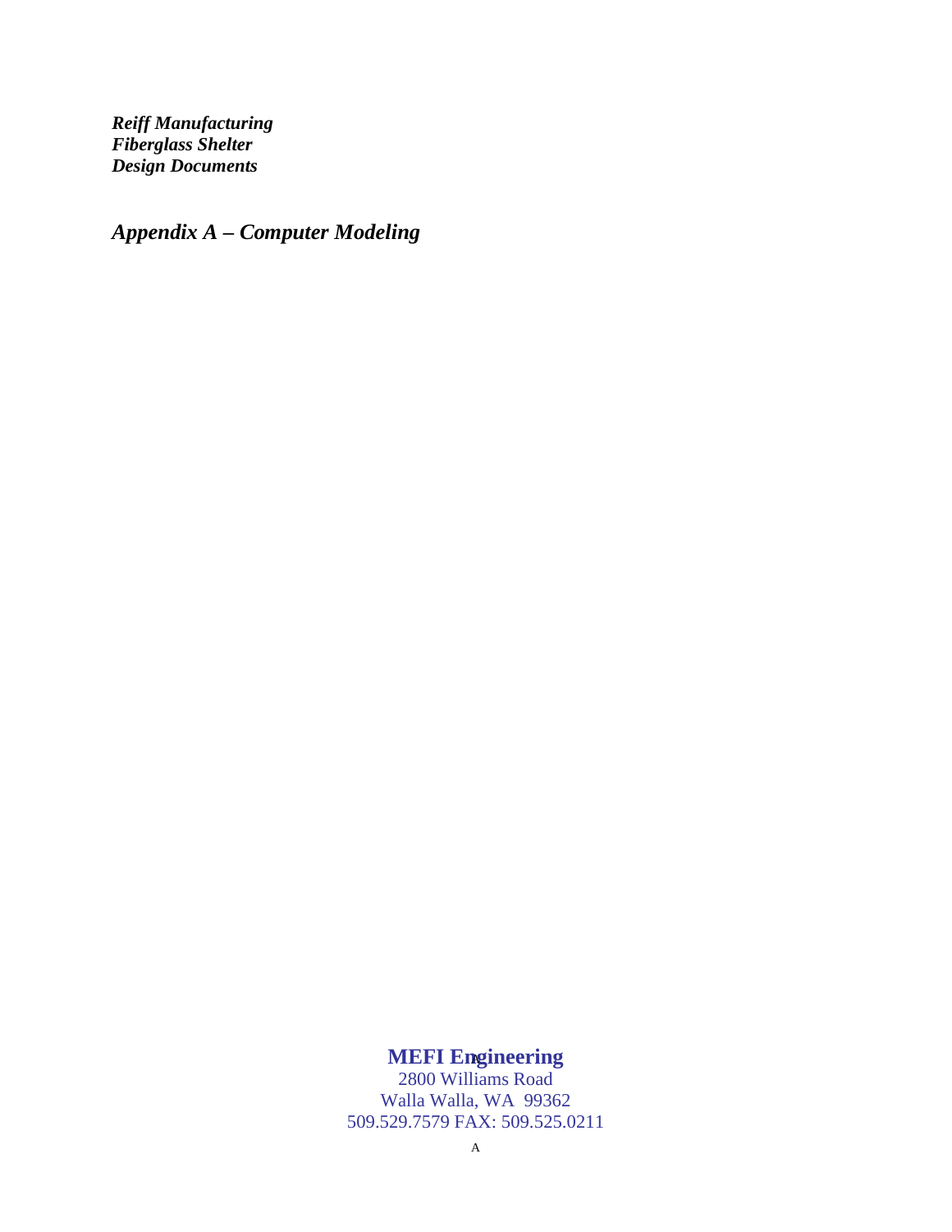***Reiff Manufacturing***
***Fiberglass Shelter***
***Design Documents***

## *Appendix A – Computer Modeling*

**MEFI Engineering**
2800 Williams Road
Walla Walla, WA 99362
509.529.7579 FAX: 509.525.0211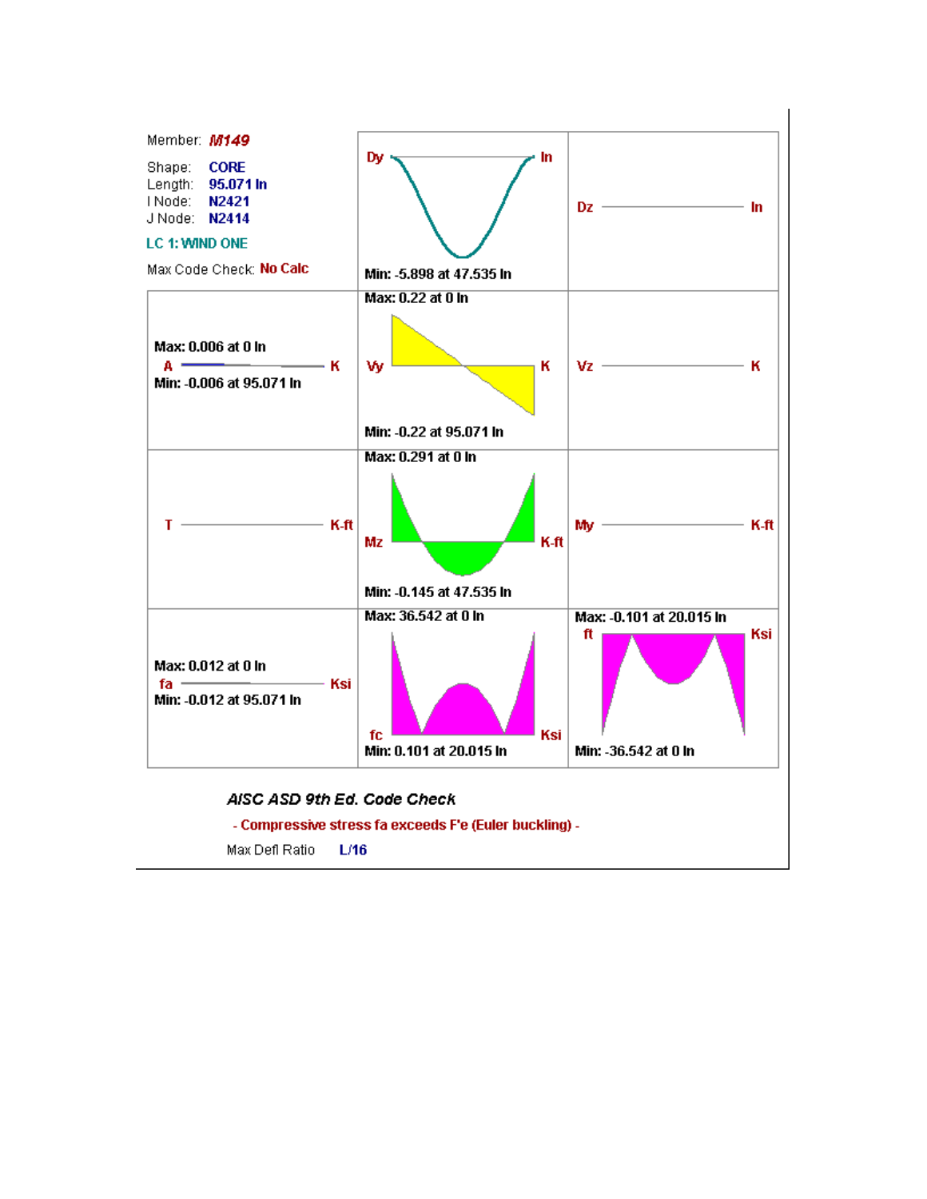Member: *M149*

Shape: CORE

Length: 95.071 In

I Node: N2421

J Node: N2414

LC 1: WIND ONE

Max Code Check: No Calc

| Diagram | Units | Max | Min |
|---|---|---|---|
| Dy | In | | -5.898 at 47.535 In |
| Dz | In | | |
| A | K | 0.006 at 0 In | -0.006 at 95.071 In |
| Vy | K | 0.22 at 0 In | -0.22 at 95.071 In |
| Vz | K | | |
| T | K-ft | | |
| Mz | K-ft | 0.291 at 0 In | -0.145 at 47.535 In |
| My | K-ft | | |
| fa | Ksi | 0.012 at 0 In | -0.012 at 95.071 In |
| fc | Ksi | 36.542 at 0 In | 0.101 at 20.015 In |
| ft | Ksi | -0.101 at 20.015 In | -36.542 at 0 In |

***AISC ASD 9th Ed. Code Check***

- Compressive stress fa exceeds F'e (Euler buckling) -

Max Defl Ratio L/16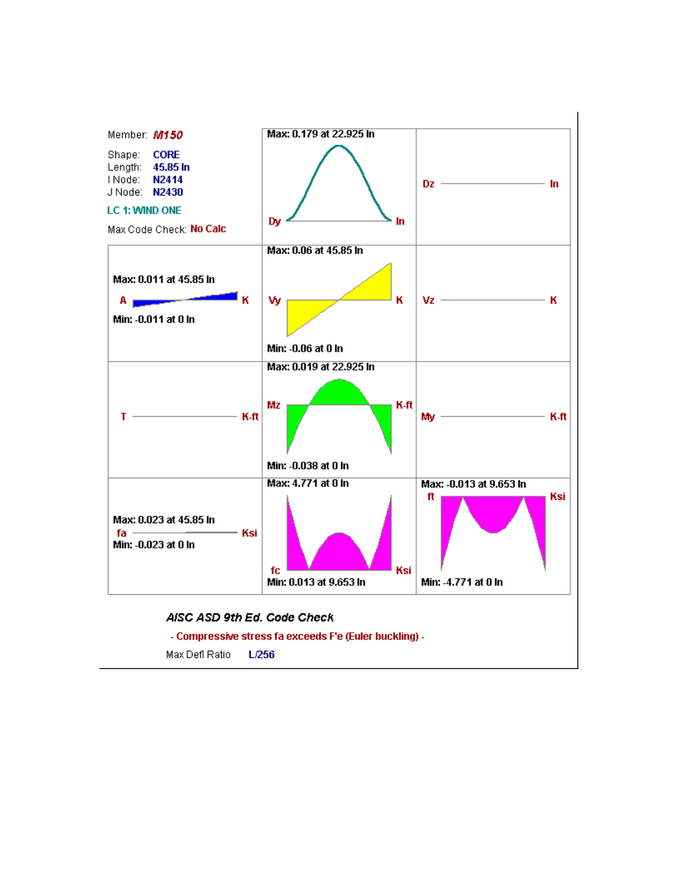Member: *M150*

Shape: CORE
Length: 45.85 In
I Node: N2414
J Node: N2430

LC 1: WIND ONE

Max Code Check: No Calc

| | | |
|---|---|---|
| | Max: 0.179 at 22.925 In<br>Dy — In | Dz — In |
| Max: 0.011 at 45.85 In<br>A — K<br>Min: -0.011 at 0 In | Max: 0.06 at 45.85 In<br>Vy — K<br>Min: -0.06 at 0 In | Vz — K |
| T — K-ft | Max: 0.019 at 22.925 In<br>Mz — K-ft<br>Min: -0.038 at 0 In | My — K-ft |
| Max: 0.023 at 45.85 In<br>fa — Ksi<br>Min: -0.023 at 0 In | Max: 4.771 at 0 In<br>fc — Ksi<br>Min: 0.013 at 9.653 In | Max: -0.013 at 9.653 In<br>ft — Ksi<br>Min: -4.771 at 0 In |

*AISC ASD 9th Ed. Code Check*

- Compressive stress fa exceeds F'e (Euler buckling) -

Max Defl Ratio L/256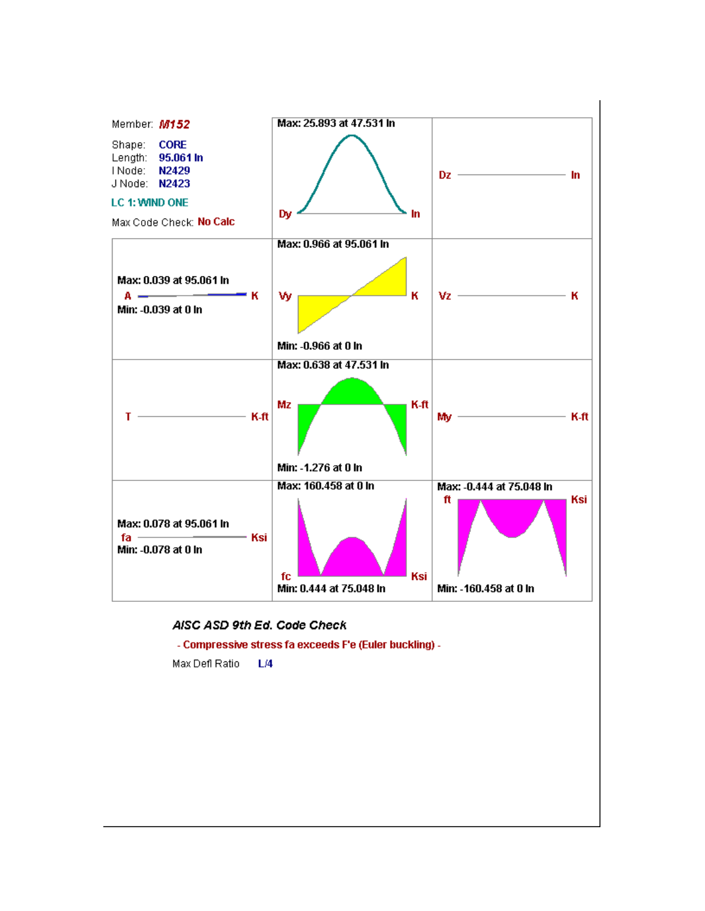Member: ***M152***

Shape: **CORE**
Length: **95.061 In**
I Node: **N2429**
J Node: **N2423**

**LC 1: WIND ONE**

Max Code Check: **No Calc**

| Diagram | Max | Min | Units |
|---|---|---|---|
| Dy | 25.893 at 47.531 In | | In |
| Dz | | | In |
| A | 0.039 at 95.061 In | -0.039 at 0 In | K |
| Vy | 0.966 at 95.061 In | -0.966 at 0 In | K |
| Vz | | | K |
| T | | | K-ft |
| Mz | 0.638 at 47.531 In | -1.276 at 0 In | K-ft |
| My | | | K-ft |
| fa | 0.078 at 95.061 In | -0.078 at 0 In | Ksi |
| fc | 160.458 at 0 In | 0.444 at 75.048 In | Ksi |
| ft | -0.444 at 75.048 In | -160.458 at 0 In | Ksi |

***AISC ASD 9th Ed. Code Check***

- Compressive stress fa exceeds F'e (Euler buckling) -

Max Defl Ratio **L/4**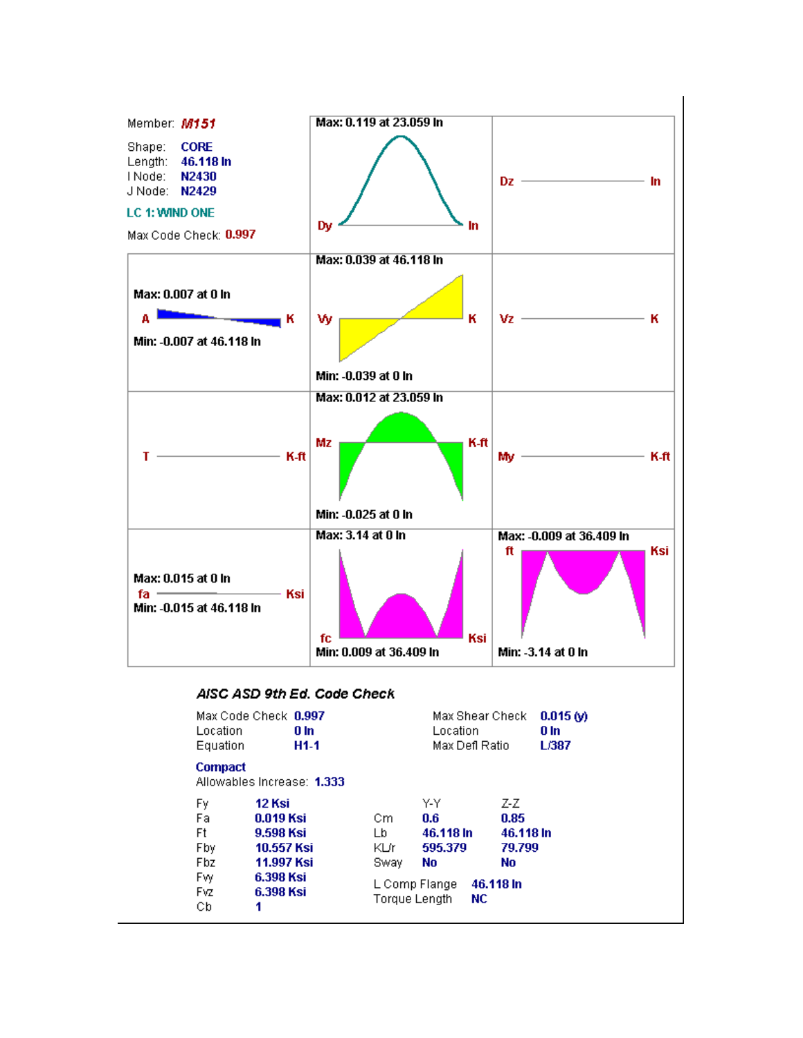Member: *M151*

Shape: CORE
Length: 46.118 In
I Node: N2430
J Node: N2429

LC 1: WIND ONE

Max Code Check: 0.997

Max: 0.119 at 23.059 In
Dy
In

Dz
In

Max: 0.007 at 0 In
A
K
Min: -0.007 at 46.118 In

Max: 0.039 at 46.118 In
Vy
K
Min: -0.039 at 0 In

Vz
K

T
K-ft

Max: 0.012 at 23.059 In
Mz
K-ft
Min: -0.025 at 0 In

My
K-ft

Max: 0.015 at 0 In
fa
Ksi
Min: -0.015 at 46.118 In

Max: 3.14 at 0 In
fc
Ksi
Min: 0.009 at 36.409 In

Max: -0.009 at 36.409 In
ft
Ksi
Min: -3.14 at 0 In

### *AISC ASD 9th Ed. Code Check*

| | | | |
|---|---|---|---|
| Max Code Check | 0.997 | Max Shear Check | 0.015 (y) |
| Location | 0 In | Location | 0 In |
| Equation | H1-1 | Max Defl Ratio | L/387 |

Compact

Allowables Increase: 1.333

| | | | | |
|---|---|---|---|---|
| Fy | 12 Ksi | | Y-Y | Z-Z |
| Fa | 0.019 Ksi | Cm | 0.6 | 0.85 |
| Ft | 9.598 Ksi | Lb | 46.118 In | 46.118 In |
| Fby | 10.557 Ksi | KL/r | 595.379 | 79.799 |
| Fbz | 11.997 Ksi | Sway | No | No |
| Fvy | 6.398 Ksi | L Comp Flange | 46.118 In | |
| Fvz | 6.398 Ksi | Torque Length | NC | |
| Cb | 1 | | | |